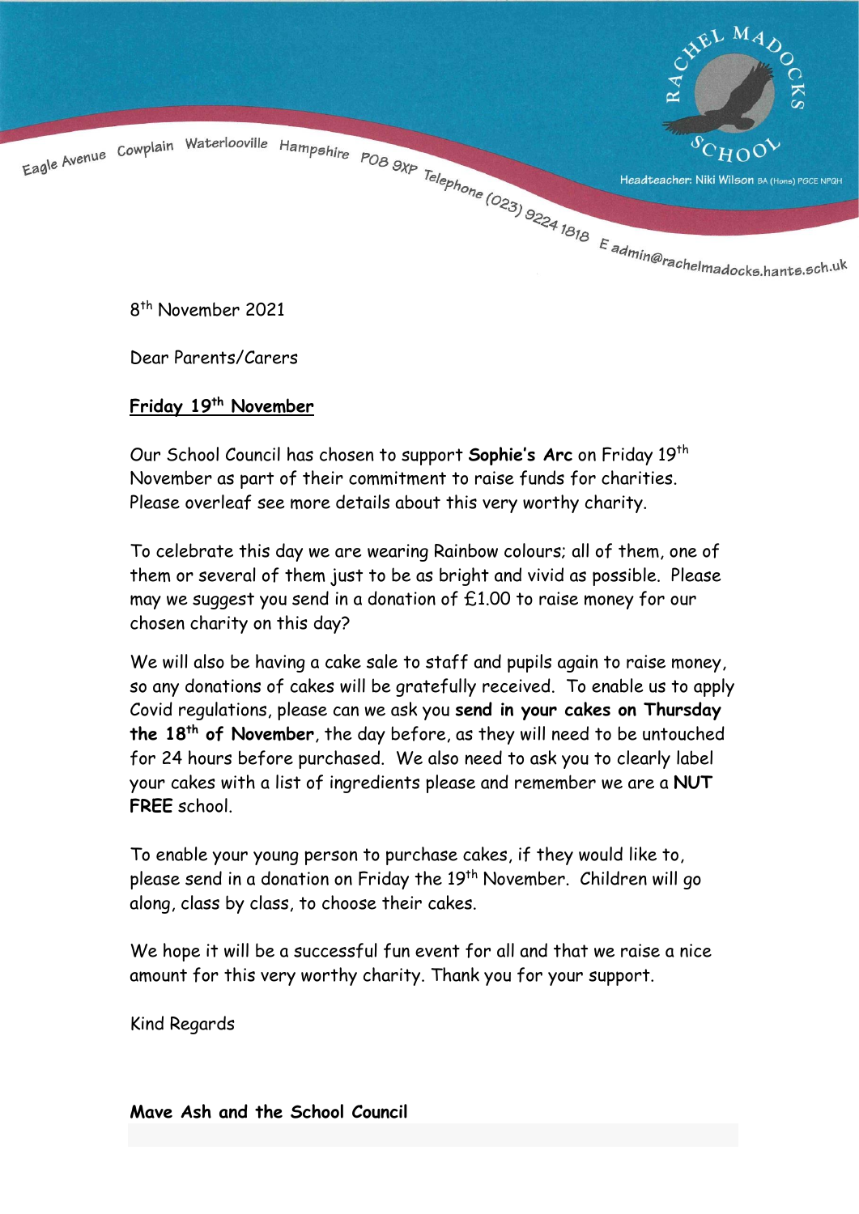Rachel Madocks School

Eagle Avenue Cowplain Waterlooville Hampshire PO8 9XP Telephone (023) 9224 1818 E admin@rachelmadocks.hants.sch.uk

Headteacher: Niki Wilson BA (Hons) PGCE NPQH

8th November 2021

Dear Parents/Carers

**Friday 19th November**

Our School Council has chosen to support **Sophie's Arc** on Friday 19th November as part of their commitment to raise funds for charities. Please overleaf see more details about this very worthy charity.

To celebrate this day we are wearing Rainbow colours; all of them, one of them or several of them just to be as bright and vivid as possible. Please may we suggest you send in a donation of £1.00 to raise money for our chosen charity on this day?

We will also be having a cake sale to staff and pupils again to raise money, so any donations of cakes will be gratefully received. To enable us to apply Covid regulations, please can we ask you **send in your cakes on Thursday the 18th of November**, the day before, as they will need to be untouched for 24 hours before purchased. We also need to ask you to clearly label your cakes with a list of ingredients please and remember we are a **NUT FREE** school.

To enable your young person to purchase cakes, if they would like to, please send in a donation on Friday the 19th November. Children will go along, class by class, to choose their cakes.

We hope it will be a successful fun event for all and that we raise a nice amount for this very worthy charity. Thank you for your support.

Kind Regards

**Mave Ash and the School Council**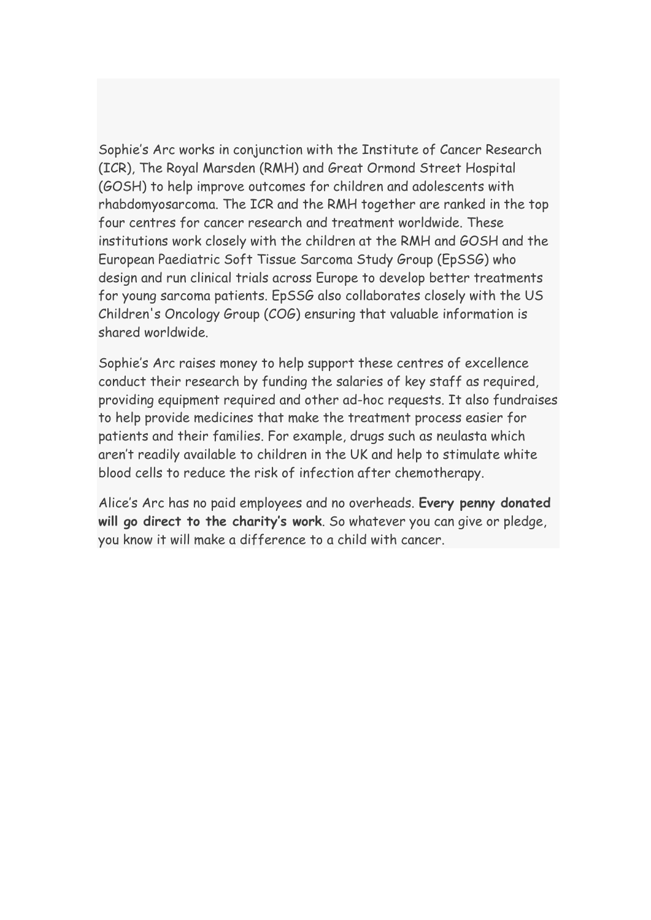Sophie’s Arc works in conjunction with the Institute of Cancer Research (ICR), The Royal Marsden (RMH) and Great Ormond Street Hospital (GOSH) to help improve outcomes for children and adolescents with rhabdomyosarcoma. The ICR and the RMH together are ranked in the top four centres for cancer research and treatment worldwide. These institutions work closely with the children at the RMH and GOSH and the European Paediatric Soft Tissue Sarcoma Study Group (EpSSG) who design and run clinical trials across Europe to develop better treatments for young sarcoma patients. EpSSG also collaborates closely with the US Children's Oncology Group (COG) ensuring that valuable information is shared worldwide.

Sophie’s Arc raises money to help support these centres of excellence conduct their research by funding the salaries of key staff as required, providing equipment required and other ad-hoc requests. It also fundraises to help provide medicines that make the treatment process easier for patients and their families. For example, drugs such as neulasta which aren’t readily available to children in the UK and help to stimulate white blood cells to reduce the risk of infection after chemotherapy.

Alice’s Arc has no paid employees and no overheads. **Every penny donated will go direct to the charity’s work**. So whatever you can give or pledge, you know it will make a difference to a child with cancer.